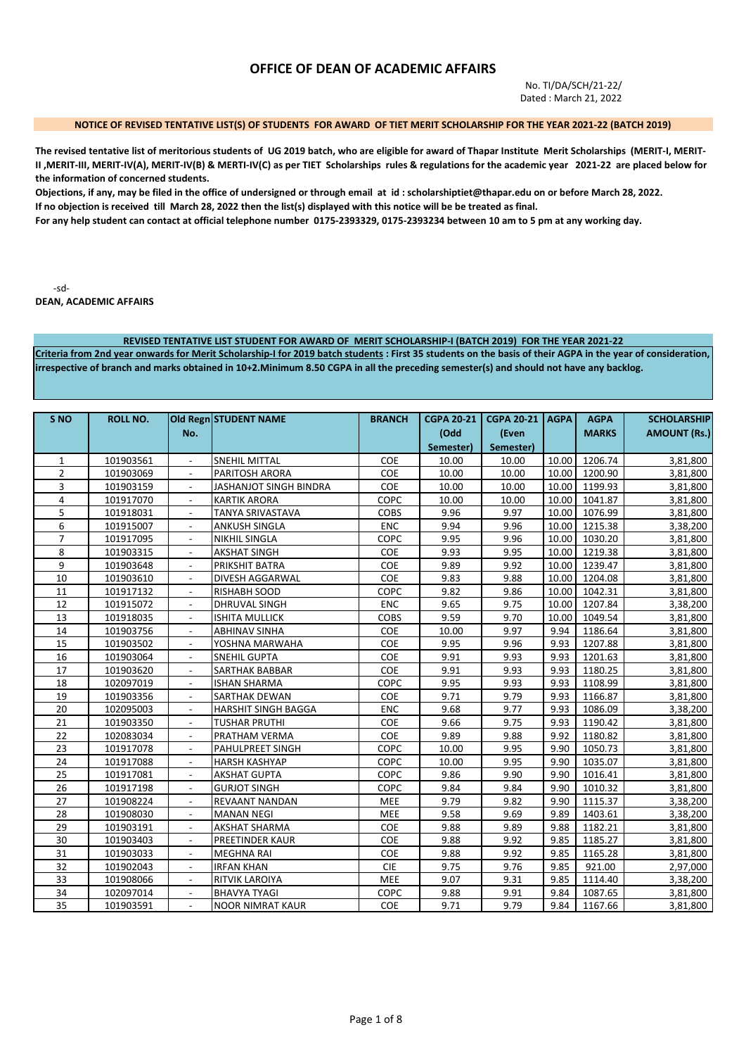# OFFICE OF DEAN OF ACADEMIC AFFAIRS

No. TI/DA/SCH/21-22/
Dated : March 21, 2022

**NOTICE OF REVISED TENTATIVE LIST(S) OF STUDENTS FOR AWARD OF TIET MERIT SCHOLARSHIP FOR THE YEAR 2021-22 (BATCH 2019)**

**The revised tentative list of meritorious students of UG 2019 batch, who are eligible for award of Thapar Institute Merit Scholarships (MERIT-I, MERIT-II ,MERIT-III, MERIT-IV(A), MERIT-IV(B) & MERTI-IV(C) as per TIET Scholarships rules & regulations for the academic year 2021-22 are placed below for the information of concerned students.**

**Objections, if any, may be filed in the office of undersigned or through email at id : scholarshiptiet@thapar.edu on or before March 28, 2022.**

**If no objection is received till March 28, 2022 then the list(s) displayed with this notice will be be treated as final.**

**For any help student can contact at official telephone number 0175-2393329, 0175-2393234 between 10 am to 5 pm at any working day.**

-sd-

**DEAN, ACADEMIC AFFAIRS**

**REVISED TENTATIVE LIST STUDENT FOR AWARD OF MERIT SCHOLARSHIP-I (BATCH 2019) FOR THE YEAR 2021-22**

**Criteria from 2nd year onwards for Merit Scholarship-I for 2019 batch students : First 35 students on the basis of their AGPA in the year of consideration, irrespective of branch and marks obtained in 10+2.Minimum 8.50 CGPA in all the preceding semester(s) and should not have any backlog.**

| S NO | ROLL NO. | Old Regn No. | STUDENT NAME | BRANCH | CGPA 20-21 (Odd Semester) | CGPA 20-21 (Even Semester) | AGPA | AGPA MARKS | SCHOLARSHIP AMOUNT (Rs.) |
|---|---|---|---|---|---|---|---|---|---|
| 1 | 101903561 | - | SNEHIL MITTAL | COE | 10.00 | 10.00 | 10.00 | 1206.74 | 3,81,800 |
| 2 | 101903069 | - | PARITOSH ARORA | COE | 10.00 | 10.00 | 10.00 | 1200.90 | 3,81,800 |
| 3 | 101903159 | - | JASHANJOT SINGH BINDRA | COE | 10.00 | 10.00 | 10.00 | 1199.93 | 3,81,800 |
| 4 | 101917070 | - | KARTIK ARORA | COPC | 10.00 | 10.00 | 10.00 | 1041.87 | 3,81,800 |
| 5 | 101918031 | - | TANYA SRIVASTAVA | COBS | 9.96 | 9.97 | 10.00 | 1076.99 | 3,81,800 |
| 6 | 101915007 | - | ANKUSH SINGLA | ENC | 9.94 | 9.96 | 10.00 | 1215.38 | 3,38,200 |
| 7 | 101917095 | - | NIKHIL SINGLA | COPC | 9.95 | 9.96 | 10.00 | 1030.20 | 3,81,800 |
| 8 | 101903315 | - | AKSHAT SINGH | COE | 9.93 | 9.95 | 10.00 | 1219.38 | 3,81,800 |
| 9 | 101903648 | - | PRIKSHIT BATRA | COE | 9.89 | 9.92 | 10.00 | 1239.47 | 3,81,800 |
| 10 | 101903610 | - | DIVESH AGGARWAL | COE | 9.83 | 9.88 | 10.00 | 1204.08 | 3,81,800 |
| 11 | 101917132 | - | RISHABH SOOD | COPC | 9.82 | 9.86 | 10.00 | 1042.31 | 3,81,800 |
| 12 | 101915072 | - | DHRUVAL SINGH | ENC | 9.65 | 9.75 | 10.00 | 1207.84 | 3,38,200 |
| 13 | 101918035 | - | ISHITA MULLICK | COBS | 9.59 | 9.70 | 10.00 | 1049.54 | 3,81,800 |
| 14 | 101903756 | - | ABHINAV SINHA | COE | 10.00 | 9.97 | 9.94 | 1186.64 | 3,81,800 |
| 15 | 101903502 | - | YOSHNA MARWAHA | COE | 9.95 | 9.96 | 9.93 | 1207.88 | 3,81,800 |
| 16 | 101903064 | - | SNEHIL GUPTA | COE | 9.91 | 9.93 | 9.93 | 1201.63 | 3,81,800 |
| 17 | 101903620 | - | SARTHAK BABBAR | COE | 9.91 | 9.93 | 9.93 | 1180.25 | 3,81,800 |
| 18 | 102097019 | - | ISHAN SHARMA | COPC | 9.95 | 9.93 | 9.93 | 1108.99 | 3,81,800 |
| 19 | 101903356 | - | SARTHAK DEWAN | COE | 9.71 | 9.79 | 9.93 | 1166.87 | 3,81,800 |
| 20 | 102095003 | - | HARSHIT SINGH BAGGA | ENC | 9.68 | 9.77 | 9.93 | 1086.09 | 3,38,200 |
| 21 | 101903350 | - | TUSHAR PRUTHI | COE | 9.66 | 9.75 | 9.93 | 1190.42 | 3,81,800 |
| 22 | 102083034 | - | PRATHAM VERMA | COE | 9.89 | 9.88 | 9.92 | 1180.82 | 3,81,800 |
| 23 | 101917078 | - | PAHULPREET SINGH | COPC | 10.00 | 9.95 | 9.90 | 1050.73 | 3,81,800 |
| 24 | 101917088 | - | HARSH KASHYAP | COPC | 10.00 | 9.95 | 9.90 | 1035.07 | 3,81,800 |
| 25 | 101917081 | - | AKSHAT GUPTA | COPC | 9.86 | 9.90 | 9.90 | 1016.41 | 3,81,800 |
| 26 | 101917198 | - | GURJOT SINGH | COPC | 9.84 | 9.84 | 9.90 | 1010.32 | 3,81,800 |
| 27 | 101908224 | - | REVAANT NANDAN | MEE | 9.79 | 9.82 | 9.90 | 1115.37 | 3,38,200 |
| 28 | 101908030 | - | MANAN NEGI | MEE | 9.58 | 9.69 | 9.89 | 1403.61 | 3,38,200 |
| 29 | 101903191 | - | AKSHAT SHARMA | COE | 9.88 | 9.89 | 9.88 | 1182.21 | 3,81,800 |
| 30 | 101903403 | - | PREETINDER KAUR | COE | 9.88 | 9.92 | 9.85 | 1185.27 | 3,81,800 |
| 31 | 101903033 | - | MEGHNA RAI | COE | 9.88 | 9.92 | 9.85 | 1165.28 | 3,81,800 |
| 32 | 101902043 | - | IRFAN KHAN | CIE | 9.75 | 9.76 | 9.85 | 921.00 | 2,97,000 |
| 33 | 101908066 | - | RITVIK LAROIYA | MEE | 9.07 | 9.31 | 9.85 | 1114.40 | 3,38,200 |
| 34 | 102097014 | - | BHAVYA TYAGI | COPC | 9.88 | 9.91 | 9.84 | 1087.65 | 3,81,800 |
| 35 | 101903591 | - | NOOR NIMRAT KAUR | COE | 9.71 | 9.79 | 9.84 | 1167.66 | 3,81,800 |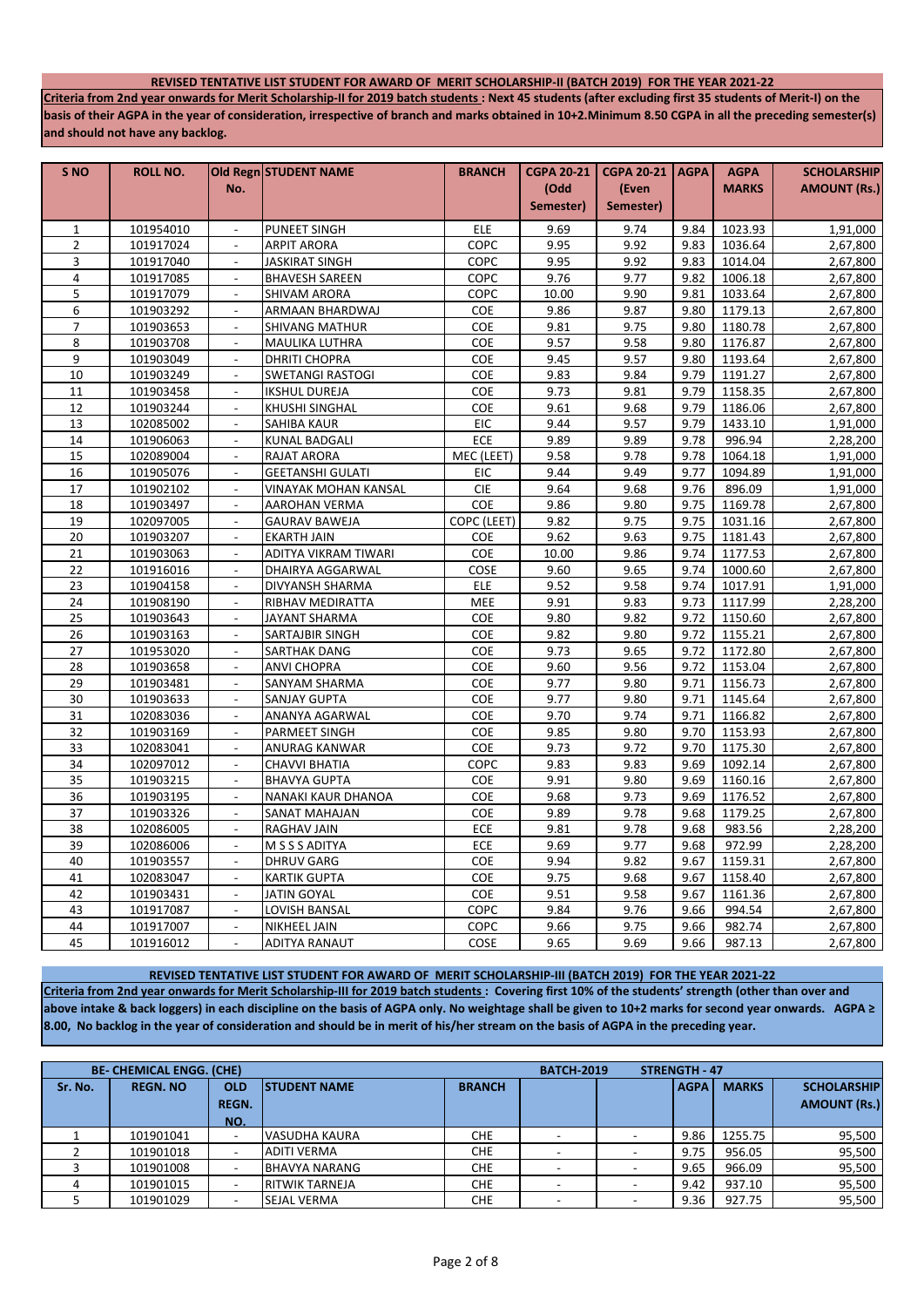**REVISED TENTATIVE LIST STUDENT FOR AWARD OF MERIT SCHOLARSHIP-II (BATCH 2019) FOR THE YEAR 2021-22**

**Criteria from 2nd year onwards for Merit Scholarship-II for 2019 batch students : Next 45 students (after excluding first 35 students of Merit-I) on the basis of their AGPA in the year of consideration, irrespective of branch and marks obtained in 10+2.Minimum 8.50 CGPA in all the preceding semester(s) and should not have any backlog.**

| S NO | ROLL NO. | Old Regn No. | STUDENT NAME | BRANCH | CGPA 20-21 (Odd Semester) | CGPA 20-21 (Even Semester) | AGPA | AGPA MARKS | SCHOLARSHIP AMOUNT (Rs.) |
|---|---|---|---|---|---|---|---|---|---|
| 1 | 101954010 | - | PUNEET SINGH | ELE | 9.69 | 9.74 | 9.84 | 1023.93 | 1,91,000 |
| 2 | 101917024 | - | ARPIT ARORA | COPC | 9.95 | 9.92 | 9.83 | 1036.64 | 2,67,800 |
| 3 | 101917040 | - | JASKIRAT SINGH | COPC | 9.95 | 9.92 | 9.83 | 1014.04 | 2,67,800 |
| 4 | 101917085 | - | BHAVESH SAREEN | COPC | 9.76 | 9.77 | 9.82 | 1006.18 | 2,67,800 |
| 5 | 101917079 | - | SHIVAM ARORA | COPC | 10.00 | 9.90 | 9.81 | 1033.64 | 2,67,800 |
| 6 | 101903292 | - | ARMAAN BHARDWAJ | COE | 9.86 | 9.87 | 9.80 | 1179.13 | 2,67,800 |
| 7 | 101903653 | - | SHIVANG MATHUR | COE | 9.81 | 9.75 | 9.80 | 1180.78 | 2,67,800 |
| 8 | 101903708 | - | MAULIKA LUTHRA | COE | 9.57 | 9.58 | 9.80 | 1176.87 | 2,67,800 |
| 9 | 101903049 | - | DHRITI CHOPRA | COE | 9.45 | 9.57 | 9.80 | 1193.64 | 2,67,800 |
| 10 | 101903249 | - | SWETANGI RASTOGI | COE | 9.83 | 9.84 | 9.79 | 1191.27 | 2,67,800 |
| 11 | 101903458 | - | IKSHUL DUREJA | COE | 9.73 | 9.81 | 9.79 | 1158.35 | 2,67,800 |
| 12 | 101903244 | - | KHUSHI SINGHAL | COE | 9.61 | 9.68 | 9.79 | 1186.06 | 2,67,800 |
| 13 | 102085002 | - | SAHIBA KAUR | EIC | 9.44 | 9.57 | 9.79 | 1433.10 | 1,91,000 |
| 14 | 101906063 | - | KUNAL BADGALI | ECE | 9.89 | 9.89 | 9.78 | 996.94 | 2,28,200 |
| 15 | 102089004 | - | RAJAT ARORA | MEC (LEET) | 9.58 | 9.78 | 9.78 | 1064.18 | 1,91,000 |
| 16 | 101905076 | - | GEETANSHI GULATI | EIC | 9.44 | 9.49 | 9.77 | 1094.89 | 1,91,000 |
| 17 | 101902102 | - | VINAYAK MOHAN KANSAL | CIE | 9.64 | 9.68 | 9.76 | 896.09 | 1,91,000 |
| 18 | 101903497 | - | AAROHAN VERMA | COE | 9.86 | 9.80 | 9.75 | 1169.78 | 2,67,800 |
| 19 | 102097005 | - | GAURAV BAWEJA | COPC (LEET) | 9.82 | 9.75 | 9.75 | 1031.16 | 2,67,800 |
| 20 | 101903207 | - | EKARTH JAIN | COE | 9.62 | 9.63 | 9.75 | 1181.43 | 2,67,800 |
| 21 | 101903063 | - | ADITYA VIKRAM TIWARI | COE | 10.00 | 9.86 | 9.74 | 1177.53 | 2,67,800 |
| 22 | 101916016 | - | DHAIRYA AGGARWAL | COSE | 9.60 | 9.65 | 9.74 | 1000.60 | 2,67,800 |
| 23 | 101904158 | - | DIVYANSH SHARMA | ELE | 9.52 | 9.58 | 9.74 | 1017.91 | 1,91,000 |
| 24 | 101908190 | - | RIBHAV MEDIRATTA | MEE | 9.91 | 9.83 | 9.73 | 1117.99 | 2,28,200 |
| 25 | 101903643 | - | JAYANT SHARMA | COE | 9.80 | 9.82 | 9.72 | 1150.60 | 2,67,800 |
| 26 | 101903163 | - | SARTAJBIR SINGH | COE | 9.82 | 9.80 | 9.72 | 1155.21 | 2,67,800 |
| 27 | 101953020 | - | SARTHAK DANG | COE | 9.73 | 9.65 | 9.72 | 1172.80 | 2,67,800 |
| 28 | 101903658 | - | ANVI CHOPRA | COE | 9.60 | 9.56 | 9.72 | 1153.04 | 2,67,800 |
| 29 | 101903481 | - | SANYAM SHARMA | COE | 9.77 | 9.80 | 9.71 | 1156.73 | 2,67,800 |
| 30 | 101903633 | - | SANJAY GUPTA | COE | 9.77 | 9.80 | 9.71 | 1145.64 | 2,67,800 |
| 31 | 102083036 | - | ANANYA AGARWAL | COE | 9.70 | 9.74 | 9.71 | 1166.82 | 2,67,800 |
| 32 | 101903169 | - | PARMEET SINGH | COE | 9.85 | 9.80 | 9.70 | 1153.93 | 2,67,800 |
| 33 | 102083041 | - | ANURAG KANWAR | COE | 9.73 | 9.72 | 9.70 | 1175.30 | 2,67,800 |
| 34 | 102097012 | - | CHAVVI BHATIA | COPC | 9.83 | 9.83 | 9.69 | 1092.14 | 2,67,800 |
| 35 | 101903215 | - | BHAVYA GUPTA | COE | 9.91 | 9.80 | 9.69 | 1160.16 | 2,67,800 |
| 36 | 101903195 | - | NANAKI KAUR DHANOA | COE | 9.68 | 9.73 | 9.69 | 1176.52 | 2,67,800 |
| 37 | 101903326 | - | SANAT MAHAJAN | COE | 9.89 | 9.78 | 9.68 | 1179.25 | 2,67,800 |
| 38 | 102086005 | - | RAGHAV JAIN | ECE | 9.81 | 9.78 | 9.68 | 983.56 | 2,28,200 |
| 39 | 102086006 | - | M S S S ADITYA | ECE | 9.69 | 9.77 | 9.68 | 972.99 | 2,28,200 |
| 40 | 101903557 | - | DHRUV GARG | COE | 9.94 | 9.82 | 9.67 | 1159.31 | 2,67,800 |
| 41 | 102083047 | - | KARTIK GUPTA | COE | 9.75 | 9.68 | 9.67 | 1158.40 | 2,67,800 |
| 42 | 101903431 | - | JATIN GOYAL | COE | 9.51 | 9.58 | 9.67 | 1161.36 | 2,67,800 |
| 43 | 101917087 | - | LOVISH BANSAL | COPC | 9.84 | 9.76 | 9.66 | 994.54 | 2,67,800 |
| 44 | 101917007 | - | NIKHEEL JAIN | COPC | 9.66 | 9.75 | 9.66 | 982.74 | 2,67,800 |
| 45 | 101916012 | - | ADITYA RANAUT | COSE | 9.65 | 9.69 | 9.66 | 987.13 | 2,67,800 |

**REVISED TENTATIVE LIST STUDENT FOR AWARD OF MERIT SCHOLARSHIP-III (BATCH 2019) FOR THE YEAR 2021-22**

**Criteria from 2nd year onwards for Merit Scholarship-III for 2019 batch students : Covering first 10% of the students' strength (other than over and above intake & back loggers) in each discipline on the basis of AGPA only. No weightage shall be given to 10+2 marks for second year onwards. AGPA ≥ 8.00, No backlog in the year of consideration and should be in merit of his/her stream on the basis of AGPA in the preceding year.**

| BE- CHEMICAL ENGG. (CHE) | | | | | BATCH-2019 | STRENGTH - 47 | | | |
|---|---|---|---|---|---|---|---|---|---|
| Sr. No. | REGN. NO | OLD REGN. NO. | STUDENT NAME | BRANCH | | | AGPA | MARKS | SCHOLARSHIP AMOUNT (Rs.) |
| 1 | 101901041 | - | VASUDHA KAURA | CHE | - | - | 9.86 | 1255.75 | 95,500 |
| 2 | 101901018 | - | ADITI VERMA | CHE | - | - | 9.75 | 956.05 | 95,500 |
| 3 | 101901008 | - | BHAVYA NARANG | CHE | - | - | 9.65 | 966.09 | 95,500 |
| 4 | 101901015 | - | RITWIK TARNEJA | CHE | - | - | 9.42 | 937.10 | 95,500 |
| 5 | 101901029 | - | SEJAL VERMA | CHE | - | - | 9.36 | 927.75 | 95,500 |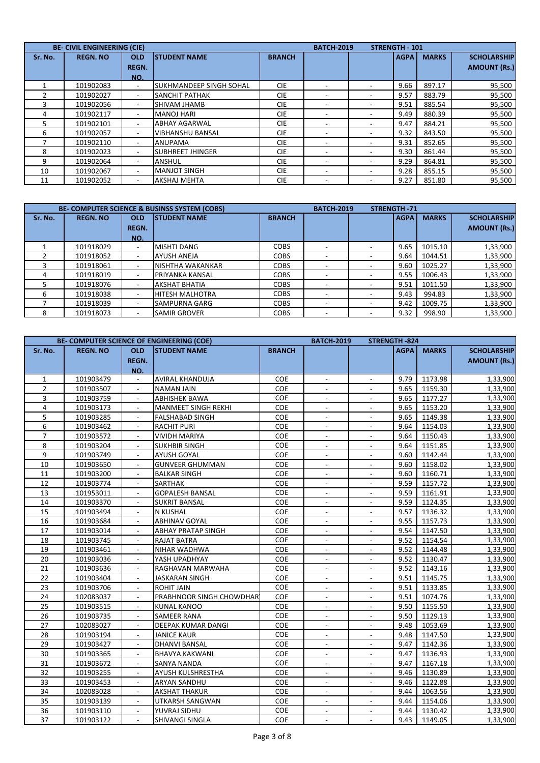| BE- CIVIL ENGINEERING (CIE) | | | | | BATCH-2019 | | STRENGTH - 101 | | |
|---|---|---|---|---|---|---|---|---|---|
| Sr. No. | REGN. NO | OLD REGN. NO. | STUDENT NAME | BRANCH | | | AGPA | MARKS | SCHOLARSHIP AMOUNT (Rs.) |
| 1 | 101902083 | - | SUKHMANDEEP SINGH SOHAL | CIE | - | - | 9.66 | 897.17 | 95,500 |
| 2 | 101902027 | - | SANCHIT PATHAK | CIE | - | - | 9.57 | 883.79 | 95,500 |
| 3 | 101902056 | - | SHIVAM JHAMB | CIE | - | - | 9.51 | 885.54 | 95,500 |
| 4 | 101902117 | - | MANOJ HARI | CIE | - | - | 9.49 | 880.39 | 95,500 |
| 5 | 101902101 | - | ABHAY AGARWAL | CIE | - | - | 9.47 | 884.21 | 95,500 |
| 6 | 101902057 | - | VIBHANSHU BANSAL | CIE | - | - | 9.32 | 843.50 | 95,500 |
| 7 | 101902110 | - | ANUPAMA | CIE | - | - | 9.31 | 852.65 | 95,500 |
| 8 | 101902023 | - | SUBHREET JHINGER | CIE | - | - | 9.30 | 861.44 | 95,500 |
| 9 | 101902064 | - | ANSHUL | CIE | - | - | 9.29 | 864.81 | 95,500 |
| 10 | 101902067 | - | MANJOT SINGH | CIE | - | - | 9.28 | 855.15 | 95,500 |
| 11 | 101902052 | - | AKSHAJ MEHTA | CIE | - | - | 9.27 | 851.80 | 95,500 |

| BE- COMPUTER SCIENCE & BUSINSS SYSTEM (COBS) | | | | | BATCH-2019 | | STRENGTH -71 | | |
|---|---|---|---|---|---|---|---|---|---|
| Sr. No. | REGN. NO | OLD REGN. NO. | STUDENT NAME | BRANCH | | | AGPA | MARKS | SCHOLARSHIP AMOUNT (Rs.) |
| 1 | 101918029 | - | MISHTI DANG | COBS | - | - | 9.65 | 1015.10 | 1,33,900 |
| 2 | 101918052 | - | AYUSH ANEJA | COBS | - | - | 9.64 | 1044.51 | 1,33,900 |
| 3 | 101918061 | - | NISHTHA WAKANKAR | COBS | - | - | 9.60 | 1025.27 | 1,33,900 |
| 4 | 101918019 | - | PRIYANKA KANSAL | COBS | - | - | 9.55 | 1006.43 | 1,33,900 |
| 5 | 101918076 | - | AKSHAT BHATIA | COBS | - | - | 9.51 | 1011.50 | 1,33,900 |
| 6 | 101918038 | - | HITESH MALHOTRA | COBS | - | - | 9.43 | 994.83 | 1,33,900 |
| 7 | 101918039 | - | SAMPURNA GARG | COBS | - | - | 9.42 | 1009.75 | 1,33,900 |
| 8 | 101918073 | - | SAMIR GROVER | COBS | - | - | 9.32 | 998.90 | 1,33,900 |

| BE- COMPUTER SCIENCE OF ENGINEERING (COE) | | | | | BATCH-2019 | | STRENGTH -824 | | |
|---|---|---|---|---|---|---|---|---|---|
| Sr. No. | REGN. NO | OLD REGN. NO. | STUDENT NAME | BRANCH | | | AGPA | MARKS | SCHOLARSHIP AMOUNT (Rs.) |
| 1 | 101903479 | - | AVIRAL KHANDUJA | COE | - | - | 9.79 | 1173.98 | 1,33,900 |
| 2 | 101903507 | - | NAMAN JAIN | COE | - | - | 9.65 | 1159.30 | 1,33,900 |
| 3 | 101903759 | - | ABHISHEK BAWA | COE | - | - | 9.65 | 1177.27 | 1,33,900 |
| 4 | 101903173 | - | MANMEET SINGH REKHI | COE | - | - | 9.65 | 1153.20 | 1,33,900 |
| 5 | 101903285 | - | FALSHABAD SINGH | COE | - | - | 9.65 | 1149.38 | 1,33,900 |
| 6 | 101903462 | - | RACHIT PURI | COE | - | - | 9.64 | 1154.03 | 1,33,900 |
| 7 | 101903572 | - | VIVIDH MARIYA | COE | - | - | 9.64 | 1150.43 | 1,33,900 |
| 8 | 101903204 | - | SUKHBIR SINGH | COE | - | - | 9.64 | 1151.85 | 1,33,900 |
| 9 | 101903749 | - | AYUSH GOYAL | COE | - | - | 9.60 | 1142.44 | 1,33,900 |
| 10 | 101903650 | - | GUNVEER GHUMMAN | COE | - | - | 9.60 | 1158.02 | 1,33,900 |
| 11 | 101903200 | - | BALKAR SINGH | COE | - | - | 9.60 | 1160.71 | 1,33,900 |
| 12 | 101903774 | - | SARTHAK | COE | - | - | 9.59 | 1157.72 | 1,33,900 |
| 13 | 101953011 | - | GOPALESH BANSAL | COE | - | - | 9.59 | 1161.91 | 1,33,900 |
| 14 | 101903370 | - | SUKRIT BANSAL | COE | - | - | 9.59 | 1124.35 | 1,33,900 |
| 15 | 101903494 | - | N KUSHAL | COE | - | - | 9.57 | 1136.32 | 1,33,900 |
| 16 | 101903684 | - | ABHINAV GOYAL | COE | - | - | 9.55 | 1157.73 | 1,33,900 |
| 17 | 101903014 | - | ABHAY PRATAP SINGH | COE | - | - | 9.54 | 1147.50 | 1,33,900 |
| 18 | 101903745 | - | RAJAT BATRA | COE | - | - | 9.52 | 1154.54 | 1,33,900 |
| 19 | 101903461 | - | NIHAR WADHWA | COE | - | - | 9.52 | 1144.48 | 1,33,900 |
| 20 | 101903036 | - | YASH UPADHYAY | COE | - | - | 9.52 | 1130.47 | 1,33,900 |
| 21 | 101903636 | - | RAGHAVAN MARWAHA | COE | - | - | 9.52 | 1143.16 | 1,33,900 |
| 22 | 101903404 | - | JASKARAN SINGH | COE | - | - | 9.51 | 1145.75 | 1,33,900 |
| 23 | 101903706 | - | ROHIT JAIN | COE | - | - | 9.51 | 1133.85 | 1,33,900 |
| 24 | 102083037 | - | PRABHNOOR SINGH CHOWDHAR | COE | - | - | 9.51 | 1074.76 | 1,33,900 |
| 25 | 101903515 | - | KUNAL KANOO | COE | - | - | 9.50 | 1155.50 | 1,33,900 |
| 26 | 101903735 | - | SAMEER RANA | COE | - | - | 9.50 | 1129.13 | 1,33,900 |
| 27 | 102083027 | - | DEEPAK KUMAR DANGI | COE | - | - | 9.48 | 1053.69 | 1,33,900 |
| 28 | 101903194 | - | JANICE KAUR | COE | - | - | 9.48 | 1147.50 | 1,33,900 |
| 29 | 101903427 | - | DHANVI BANSAL | COE | - | - | 9.47 | 1142.36 | 1,33,900 |
| 30 | 101903365 | - | BHAVYA KAKWANI | COE | - | - | 9.47 | 1136.93 | 1,33,900 |
| 31 | 101903672 | - | SANYA NANDA | COE | - | - | 9.47 | 1167.18 | 1,33,900 |
| 32 | 101903255 | - | AYUSH KULSHRESTHA | COE | - | - | 9.46 | 1130.89 | 1,33,900 |
| 33 | 101903453 | - | ARYAN SANDHU | COE | - | - | 9.46 | 1122.88 | 1,33,900 |
| 34 | 102083028 | - | AKSHAT THAKUR | COE | - | - | 9.44 | 1063.56 | 1,33,900 |
| 35 | 101903139 | - | UTKARSH SANGWAN | COE | - | - | 9.44 | 1154.06 | 1,33,900 |
| 36 | 101903110 | - | YUVRAJ SIDHU | COE | - | - | 9.44 | 1130.42 | 1,33,900 |
| 37 | 101903122 | - | SHIVANGI SINGLA | COE | - | - | 9.43 | 1149.05 | 1,33,900 |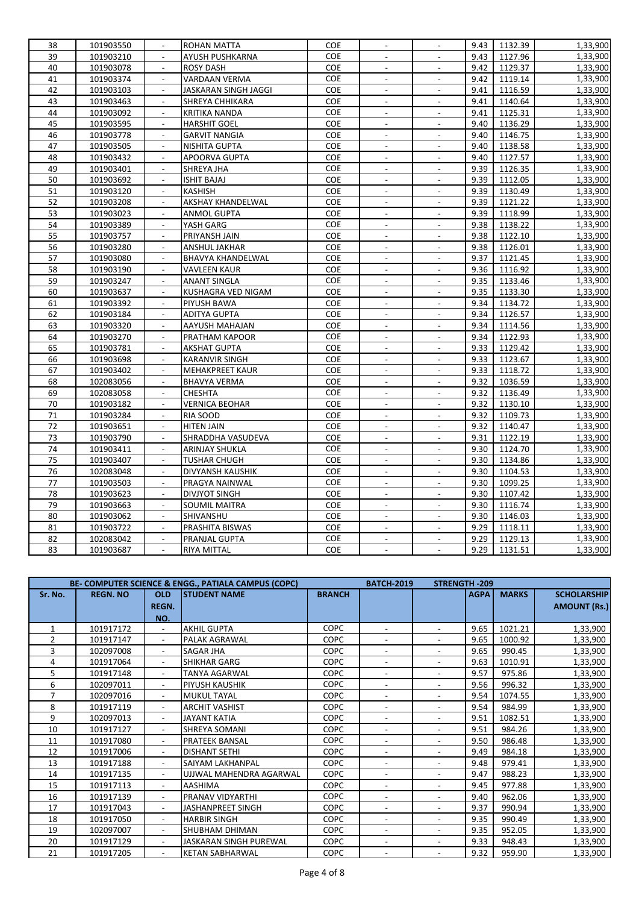| 38 | 101903550 | - | ROHAN MATTA | COE | - | - | 9.43 | 1132.39 | 1,33,900 |
|---|---|---|---|---|---|---|---|---|---|
| 39 | 101903210 | - | AYUSH PUSHKARNA | COE | - | - | 9.43 | 1127.96 | 1,33,900 |
| 40 | 101903078 | - | ROSY DASH | COE | - | - | 9.42 | 1129.37 | 1,33,900 |
| 41 | 101903374 | - | VARDAAN VERMA | COE | - | - | 9.42 | 1119.14 | 1,33,900 |
| 42 | 101903103 | - | JASKARAN SINGH JAGGI | COE | - | - | 9.41 | 1116.59 | 1,33,900 |
| 43 | 101903463 | - | SHREYA CHHIKARA | COE | - | - | 9.41 | 1140.64 | 1,33,900 |
| 44 | 101903092 | - | KRITIKA NANDA | COE | - | - | 9.41 | 1125.31 | 1,33,900 |
| 45 | 101903595 | - | HARSHIT GOEL | COE | - | - | 9.40 | 1136.29 | 1,33,900 |
| 46 | 101903778 | - | GARVIT NANGIA | COE | - | - | 9.40 | 1146.75 | 1,33,900 |
| 47 | 101903505 | - | NISHITA GUPTA | COE | - | - | 9.40 | 1138.58 | 1,33,900 |
| 48 | 101903432 | - | APOORVA GUPTA | COE | - | - | 9.40 | 1127.57 | 1,33,900 |
| 49 | 101903401 | - | SHREYA JHA | COE | - | - | 9.39 | 1126.35 | 1,33,900 |
| 50 | 101903692 | - | ISHIT BAJAJ | COE | - | - | 9.39 | 1112.05 | 1,33,900 |
| 51 | 101903120 | - | KASHISH | COE | - | - | 9.39 | 1130.49 | 1,33,900 |
| 52 | 101903208 | - | AKSHAY KHANDELWAL | COE | - | - | 9.39 | 1121.22 | 1,33,900 |
| 53 | 101903023 | - | ANMOL GUPTA | COE | - | - | 9.39 | 1118.99 | 1,33,900 |
| 54 | 101903389 | - | YASH GARG | COE | - | - | 9.38 | 1138.22 | 1,33,900 |
| 55 | 101903757 | - | PRIYANSH JAIN | COE | - | - | 9.38 | 1122.10 | 1,33,900 |
| 56 | 101903280 | - | ANSHUL JAKHAR | COE | - | - | 9.38 | 1126.01 | 1,33,900 |
| 57 | 101903080 | - | BHAVYA KHANDELWAL | COE | - | - | 9.37 | 1121.45 | 1,33,900 |
| 58 | 101903190 | - | VAVLEEN KAUR | COE | - | - | 9.36 | 1116.92 | 1,33,900 |
| 59 | 101903247 | - | ANANT SINGLA | COE | - | - | 9.35 | 1133.46 | 1,33,900 |
| 60 | 101903637 | - | KUSHAGRA VED NIGAM | COE | - | - | 9.35 | 1133.30 | 1,33,900 |
| 61 | 101903392 | - | PIYUSH BAWA | COE | - | - | 9.34 | 1134.72 | 1,33,900 |
| 62 | 101903184 | - | ADITYA GUPTA | COE | - | - | 9.34 | 1126.57 | 1,33,900 |
| 63 | 101903320 | - | AAYUSH MAHAJAN | COE | - | - | 9.34 | 1114.56 | 1,33,900 |
| 64 | 101903270 | - | PRATHAM KAPOOR | COE | - | - | 9.34 | 1122.93 | 1,33,900 |
| 65 | 101903781 | - | AKSHAT GUPTA | COE | - | - | 9.33 | 1129.42 | 1,33,900 |
| 66 | 101903698 | - | KARANVIR SINGH | COE | - | - | 9.33 | 1123.67 | 1,33,900 |
| 67 | 101903402 | - | MEHAKPREET KAUR | COE | - | - | 9.33 | 1118.72 | 1,33,900 |
| 68 | 102083056 | - | BHAVYA VERMA | COE | - | - | 9.32 | 1036.59 | 1,33,900 |
| 69 | 102083058 | - | CHESHTA | COE | - | - | 9.32 | 1136.49 | 1,33,900 |
| 70 | 101903182 | - | VERNICA BEOHAR | COE | - | - | 9.32 | 1130.10 | 1,33,900 |
| 71 | 101903284 | - | RIA SOOD | COE | - | - | 9.32 | 1109.73 | 1,33,900 |
| 72 | 101903651 | - | HITEN JAIN | COE | - | - | 9.32 | 1140.47 | 1,33,900 |
| 73 | 101903790 | - | SHRADDHA VASUDEVA | COE | - | - | 9.31 | 1122.19 | 1,33,900 |
| 74 | 101903411 | - | ARINJAY SHUKLA | COE | - | - | 9.30 | 1124.70 | 1,33,900 |
| 75 | 101903407 | - | TUSHAR CHUGH | COE | - | - | 9.30 | 1134.86 | 1,33,900 |
| 76 | 102083048 | - | DIVYANSH KAUSHIK | COE | - | - | 9.30 | 1104.53 | 1,33,900 |
| 77 | 101903503 | - | PRAGYA NAINWAL | COE | - | - | 9.30 | 1099.25 | 1,33,900 |
| 78 | 101903623 | - | DIVJYOT SINGH | COE | - | - | 9.30 | 1107.42 | 1,33,900 |
| 79 | 101903663 | - | SOUMIL MAITRA | COE | - | - | 9.30 | 1116.74 | 1,33,900 |
| 80 | 101903062 | - | SHIVANSHU | COE | - | - | 9.30 | 1146.03 | 1,33,900 |
| 81 | 101903722 | - | PRASHITA BISWAS | COE | - | - | 9.29 | 1118.11 | 1,33,900 |
| 82 | 102083042 | - | PRANJAL GUPTA | COE | - | - | 9.29 | 1129.13 | 1,33,900 |
| 83 | 101903687 | - | RIYA MITTAL | COE | - | - | 9.29 | 1131.51 | 1,33,900 |

| BE- COMPUTER SCIENCE & ENGG., PATIALA CAMPUS (COPC) | | | | | BATCH-2019 | STRENGTH -209 | | | |
|---|---|---|---|---|---|---|---|---|---|
| Sr. No. | REGN. NO | OLD REGN. NO. | STUDENT NAME | BRANCH | | | AGPA | MARKS | SCHOLARSHIP AMOUNT (Rs.) |
| 1 | 101917172 | - | AKHIL GUPTA | COPC | - | - | 9.65 | 1021.21 | 1,33,900 |
| 2 | 101917147 | - | PALAK AGRAWAL | COPC | - | - | 9.65 | 1000.92 | 1,33,900 |
| 3 | 102097008 | - | SAGAR JHA | COPC | - | - | 9.65 | 990.45 | 1,33,900 |
| 4 | 101917064 | - | SHIKHAR GARG | COPC | - | - | 9.63 | 1010.91 | 1,33,900 |
| 5 | 101917148 | - | TANYA AGARWAL | COPC | - | - | 9.57 | 975.86 | 1,33,900 |
| 6 | 102097011 | - | PIYUSH KAUSHIK | COPC | - | - | 9.56 | 996.32 | 1,33,900 |
| 7 | 102097016 | - | MUKUL TAYAL | COPC | - | - | 9.54 | 1074.55 | 1,33,900 |
| 8 | 101917119 | - | ARCHIT VASHIST | COPC | - | - | 9.54 | 984.99 | 1,33,900 |
| 9 | 102097013 | - | JAYANT KATIA | COPC | - | - | 9.51 | 1082.51 | 1,33,900 |
| 10 | 101917127 | - | SHREYA SOMANI | COPC | - | - | 9.51 | 984.26 | 1,33,900 |
| 11 | 101917080 | - | PRATEEK BANSAL | COPC | - | - | 9.50 | 986.48 | 1,33,900 |
| 12 | 101917006 | - | DISHANT SETHI | COPC | - | - | 9.49 | 984.18 | 1,33,900 |
| 13 | 101917188 | - | SAIYAM LAKHANPAL | COPC | - | - | 9.48 | 979.41 | 1,33,900 |
| 14 | 101917135 | - | UJJWAL MAHENDRA AGARWAL | COPC | - | - | 9.47 | 988.23 | 1,33,900 |
| 15 | 101917113 | - | AASHIMA | COPC | - | - | 9.45 | 977.88 | 1,33,900 |
| 16 | 101917139 | - | PRANAV VIDYARTHI | COPC | - | - | 9.40 | 962.06 | 1,33,900 |
| 17 | 101917043 | - | JASHANPREET SINGH | COPC | - | - | 9.37 | 990.94 | 1,33,900 |
| 18 | 101917050 | - | HARBIR SINGH | COPC | - | - | 9.35 | 990.49 | 1,33,900 |
| 19 | 102097007 | - | SHUBHAM DHIMAN | COPC | - | - | 9.35 | 952.05 | 1,33,900 |
| 20 | 101917129 | - | JASKARAN SINGH PUREWAL | COPC | - | - | 9.33 | 948.43 | 1,33,900 |
| 21 | 101917205 | - | KETAN SABHARWAL | COPC | - | - | 9.32 | 959.90 | 1,33,900 |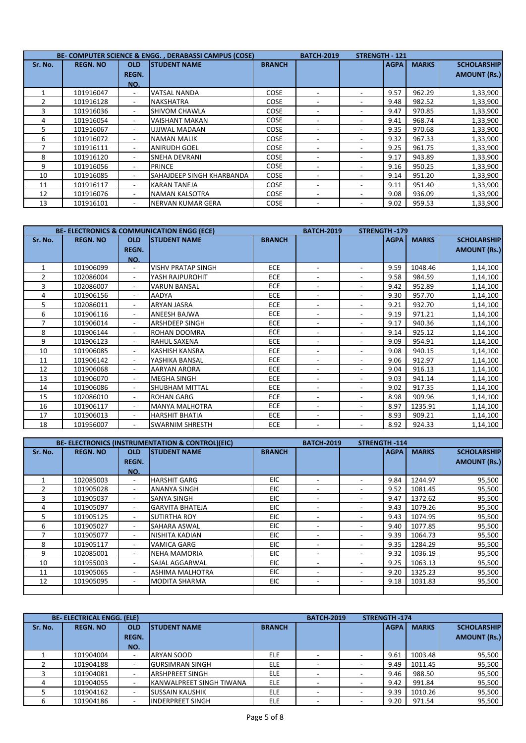| BE- COMPUTER SCIENCE & ENGG. , DERABASSI CAMPUS (COSE) | | | | | BATCH-2019 | STRENGTH - 121 | | | |
|---|---|---|---|---|---|---|---|---|---|
| Sr. No. | REGN. NO | OLD REGN. NO. | STUDENT NAME | BRANCH | | | AGPA | MARKS | SCHOLARSHIP AMOUNT (Rs.) |
| 1 | 101916047 | - | VATSAL NANDA | COSE | - | - | 9.57 | 962.29 | 1,33,900 |
| 2 | 101916128 | - | NAKSHATRA | COSE | - | - | 9.48 | 982.52 | 1,33,900 |
| 3 | 101916036 | - | SHIVOM CHAWLA | COSE | - | - | 9.47 | 970.85 | 1,33,900 |
| 4 | 101916054 | - | VAISHANT MAKAN | COSE | - | - | 9.41 | 968.74 | 1,33,900 |
| 5 | 101916067 | - | UJJWAL MADAAN | COSE | - | - | 9.35 | 970.68 | 1,33,900 |
| 6 | 101916072 | - | NAMAN MALIK | COSE | - | - | 9.32 | 967.33 | 1,33,900 |
| 7 | 101916111 | - | ANIRUDH GOEL | COSE | - | - | 9.25 | 961.75 | 1,33,900 |
| 8 | 101916120 | - | SNEHA DEVRANI | COSE | - | - | 9.17 | 943.89 | 1,33,900 |
| 9 | 101916056 | - | PRINCE | COSE | - | - | 9.16 | 950.25 | 1,33,900 |
| 10 | 101916085 | - | SAHAJDEEP SINGH KHARBANDA | COSE | - | - | 9.14 | 951.20 | 1,33,900 |
| 11 | 101916117 | - | KARAN TANEJA | COSE | - | - | 9.11 | 951.40 | 1,33,900 |
| 12 | 101916076 | - | NAMAN KALSOTRA | COSE | - | - | 9.08 | 936.09 | 1,33,900 |
| 13 | 101916101 | - | NERVAN KUMAR GERA | COSE | - | - | 9.02 | 959.53 | 1,33,900 |

| BE- ELECTRONICS & COMMUNICATION ENGG (ECE) | | | | | BATCH-2019 | STRENGTH -179 | | | |
|---|---|---|---|---|---|---|---|---|---|
| Sr. No. | REGN. NO | OLD REGN. NO. | STUDENT NAME | BRANCH | | | AGPA | MARKS | SCHOLARSHIP AMOUNT (Rs.) |
| 1 | 101906099 | - | VISHV PRATAP SINGH | ECE | - | - | 9.59 | 1048.46 | 1,14,100 |
| 2 | 102086004 | - | YASH RAJPUROHIT | ECE | - | - | 9.58 | 984.59 | 1,14,100 |
| 3 | 102086007 | - | VARUN BANSAL | ECE | - | - | 9.42 | 952.89 | 1,14,100 |
| 4 | 101906156 | - | AADYA | ECE | - | - | 9.30 | 957.70 | 1,14,100 |
| 5 | 102086011 | - | ARYAN JASRA | ECE | - | - | 9.21 | 932.70 | 1,14,100 |
| 6 | 101906116 | - | ANEESH BAJWA | ECE | - | - | 9.19 | 971.21 | 1,14,100 |
| 7 | 101906014 | - | ARSHDEEP SINGH | ECE | - | - | 9.17 | 940.36 | 1,14,100 |
| 8 | 101906144 | - | ROHAN DOOMRA | ECE | - | - | 9.14 | 925.12 | 1,14,100 |
| 9 | 101906123 | - | RAHUL SAXENA | ECE | - | - | 9.09 | 954.91 | 1,14,100 |
| 10 | 101906085 | - | KASHISH KANSRA | ECE | - | - | 9.08 | 940.15 | 1,14,100 |
| 11 | 101906142 | - | YASHIKA BANSAL | ECE | - | - | 9.06 | 912.97 | 1,14,100 |
| 12 | 101906068 | - | AARYAN ARORA | ECE | - | - | 9.04 | 916.13 | 1,14,100 |
| 13 | 101906070 | - | MEGHA SINGH | ECE | - | - | 9.03 | 941.14 | 1,14,100 |
| 14 | 101906086 | - | SHUBHAM MITTAL | ECE | - | - | 9.02 | 917.35 | 1,14,100 |
| 15 | 102086010 | - | ROHAN GARG | ECE | - | - | 8.98 | 909.96 | 1,14,100 |
| 16 | 101906117 | - | MANYA MALHOTRA | ECE | - | - | 8.97 | 1235.91 | 1,14,100 |
| 17 | 101906013 | - | HARSHIT BHATIA | ECE | - | - | 8.93 | 909.21 | 1,14,100 |
| 18 | 101956007 | - | SWARNIM SHRESTH | ECE | - | - | 8.92 | 924.33 | 1,14,100 |

| BE- ELECTRONICS (INSTRUMENTATION & CONTROL)(EIC) | | | | | BATCH-2019 | STRENGTH -114 | | | |
|---|---|---|---|---|---|---|---|---|---|
| Sr. No. | REGN. NO | OLD REGN. NO. | STUDENT NAME | BRANCH | | | AGPA | MARKS | SCHOLARSHIP AMOUNT (Rs.) |
| 1 | 102085003 | - | HARSHIT GARG | EIC | - | - | 9.84 | 1244.97 | 95,500 |
| 2 | 101905028 | - | ANANYA SINGH | EIC | - | - | 9.52 | 1081.45 | 95,500 |
| 3 | 101905037 | - | SANYA SINGH | EIC | - | - | 9.47 | 1372.62 | 95,500 |
| 4 | 101905097 | - | GARVITA BHATEJA | EIC | - | - | 9.43 | 1079.26 | 95,500 |
| 5 | 101905125 | - | SUTIRTHA ROY | EIC | - | - | 9.43 | 1074.95 | 95,500 |
| 6 | 101905027 | - | SAHARA ASWAL | EIC | - | - | 9.40 | 1077.85 | 95,500 |
| 7 | 101905077 | - | NISHITA KADIAN | EIC | - | - | 9.39 | 1064.73 | 95,500 |
| 8 | 101905117 | - | VAMICA GARG | EIC | - | - | 9.35 | 1284.29 | 95,500 |
| 9 | 102085001 | - | NEHA MAMORIA | EIC | - | - | 9.32 | 1036.19 | 95,500 |
| 10 | 101955003 | - | SAJAL AGGARWAL | EIC | - | - | 9.25 | 1063.13 | 95,500 |
| 11 | 101905065 | - | ASHIMA MALHOTRA | EIC | - | - | 9.20 | 1325.23 | 95,500 |
| 12 | 101905095 | - | MODITA SHARMA | EIC | - | - | 9.18 | 1031.83 | 95,500 |

| BE- ELECTRICAL ENGG. (ELE) | | | | | BATCH-2019 | STRENGTH -174 | | | |
|---|---|---|---|---|---|---|---|---|---|
| Sr. No. | REGN. NO | OLD REGN. NO. | STUDENT NAME | BRANCH | | | AGPA | MARKS | SCHOLARSHIP AMOUNT (Rs.) |
| 1 | 101904004 | - | ARYAN SOOD | ELE | - | - | 9.61 | 1003.48 | 95,500 |
| 2 | 101904188 | - | GURSIMRAN SINGH | ELE | - | - | 9.49 | 1011.45 | 95,500 |
| 3 | 101904081 | - | ARSHPREET SINGH | ELE | - | - | 9.46 | 988.50 | 95,500 |
| 4 | 101904055 | - | KANWALPREET SINGH TIWANA | ELE | - | - | 9.42 | 991.84 | 95,500 |
| 5 | 101904162 | - | SUSSAIN KAUSHIK | ELE | - | - | 9.39 | 1010.26 | 95,500 |
| 6 | 101904186 | - | INDERPREET SINGH | ELE | - | - | 9.20 | 971.54 | 95,500 |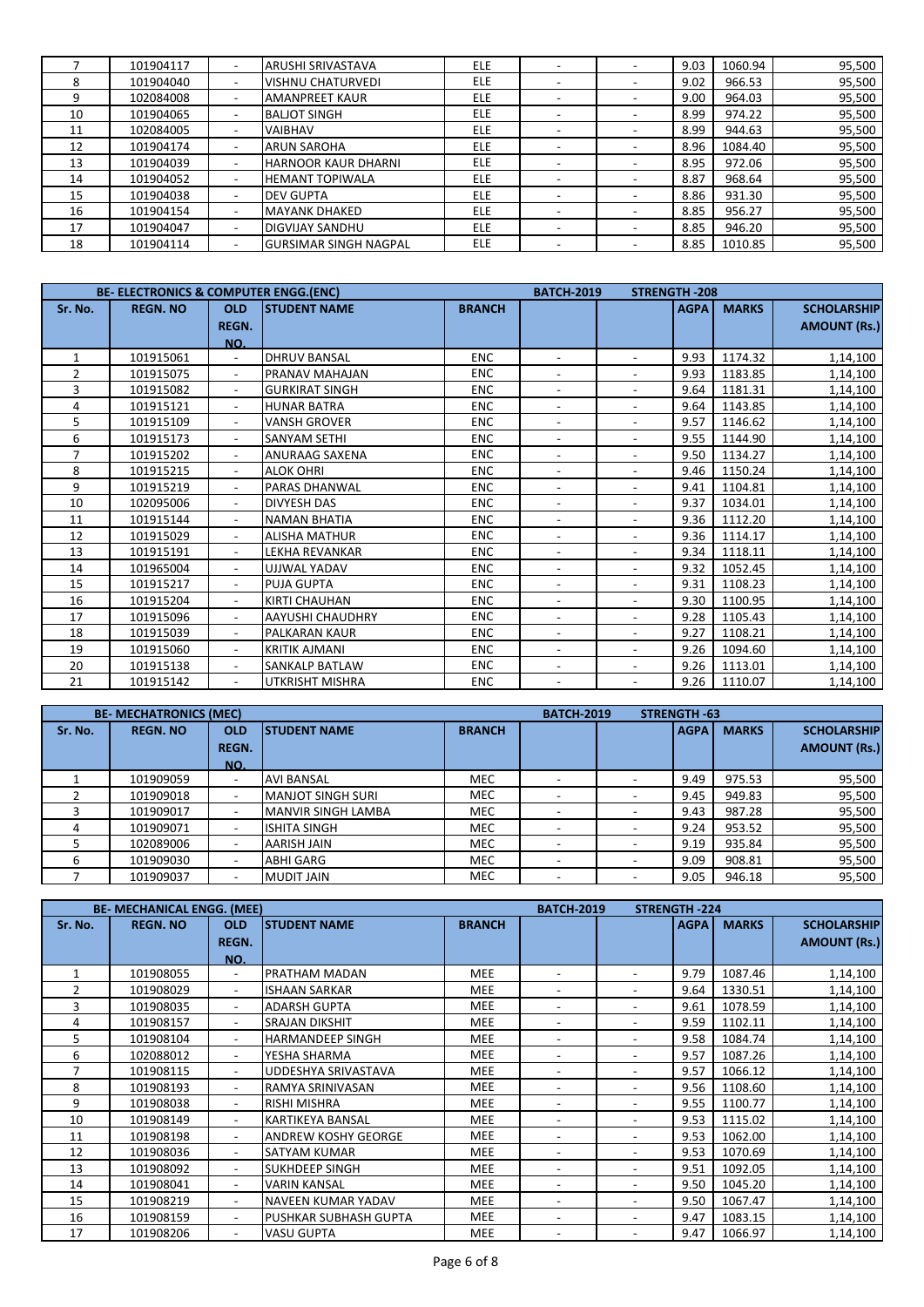| 7 | 101904117 | - | ARUSHI SRIVASTAVA | ELE | - | - | 9.03 | 1060.94 | 95,500 |
|---|---|---|---|---|---|---|---|---|---|
| 8 | 101904040 | - | VISHNU CHATURVEDI | ELE | - | - | 9.02 | 966.53 | 95,500 |
| 9 | 102084008 | - | AMANPREET KAUR | ELE | - | - | 9.00 | 964.03 | 95,500 |
| 10 | 101904065 | - | BALJOT SINGH | ELE | - | - | 8.99 | 974.22 | 95,500 |
| 11 | 102084005 | - | VAIBHAV | ELE | - | - | 8.99 | 944.63 | 95,500 |
| 12 | 101904174 | - | ARUN SAROHA | ELE | - | - | 8.96 | 1084.40 | 95,500 |
| 13 | 101904039 | - | HARNOOR KAUR DHARNI | ELE | - | - | 8.95 | 972.06 | 95,500 |
| 14 | 101904052 | - | HEMANT TOPIWALA | ELE | - | - | 8.87 | 968.64 | 95,500 |
| 15 | 101904038 | - | DEV GUPTA | ELE | - | - | 8.86 | 931.30 | 95,500 |
| 16 | 101904154 | - | MAYANK DHAKED | ELE | - | - | 8.85 | 956.27 | 95,500 |
| 17 | 101904047 | - | DIGVIJAY SANDHU | ELE | - | - | 8.85 | 946.20 | 95,500 |
| 18 | 101904114 | - | GURSIMAR SINGH NAGPAL | ELE | - | - | 8.85 | 1010.85 | 95,500 |

| BE- ELECTRONICS & COMPUTER ENGG.(ENC) | | | | | BATCH-2019 | STRENGTH -208 | | | |
|---|---|---|---|---|---|---|---|---|---|
| Sr. No. | REGN. NO | OLD REGN. NO. | STUDENT NAME | BRANCH | | | AGPA | MARKS | SCHOLARSHIP AMOUNT (Rs.) |
| 1 | 101915061 | - | DHRUV BANSAL | ENC | - | - | 9.93 | 1174.32 | 1,14,100 |
| 2 | 101915075 | - | PRANAV MAHAJAN | ENC | - | - | 9.93 | 1183.85 | 1,14,100 |
| 3 | 101915082 | - | GURKIRAT SINGH | ENC | - | - | 9.64 | 1181.31 | 1,14,100 |
| 4 | 101915121 | - | HUNAR BATRA | ENC | - | - | 9.64 | 1143.85 | 1,14,100 |
| 5 | 101915109 | - | VANSH GROVER | ENC | - | - | 9.57 | 1146.62 | 1,14,100 |
| 6 | 101915173 | - | SANYAM SETHI | ENC | - | - | 9.55 | 1144.90 | 1,14,100 |
| 7 | 101915202 | - | ANURAAG SAXENA | ENC | - | - | 9.50 | 1134.27 | 1,14,100 |
| 8 | 101915215 | - | ALOK OHRI | ENC | - | - | 9.46 | 1150.24 | 1,14,100 |
| 9 | 101915219 | - | PARAS DHANWAL | ENC | - | - | 9.41 | 1104.81 | 1,14,100 |
| 10 | 102095006 | - | DIVYESH DAS | ENC | - | - | 9.37 | 1034.01 | 1,14,100 |
| 11 | 101915144 | - | NAMAN BHATIA | ENC | - | - | 9.36 | 1112.20 | 1,14,100 |
| 12 | 101915029 | - | ALISHA MATHUR | ENC | - | - | 9.36 | 1114.17 | 1,14,100 |
| 13 | 101915191 | - | LEKHA REVANKAR | ENC | - | - | 9.34 | 1118.11 | 1,14,100 |
| 14 | 101965004 | - | UJJWAL YADAV | ENC | - | - | 9.32 | 1052.45 | 1,14,100 |
| 15 | 101915217 | - | PUJA GUPTA | ENC | - | - | 9.31 | 1108.23 | 1,14,100 |
| 16 | 101915204 | - | KIRTI CHAUHAN | ENC | - | - | 9.30 | 1100.95 | 1,14,100 |
| 17 | 101915096 | - | AAYUSHI CHAUDHRY | ENC | - | - | 9.28 | 1105.43 | 1,14,100 |
| 18 | 101915039 | - | PALKARAN KAUR | ENC | - | - | 9.27 | 1108.21 | 1,14,100 |
| 19 | 101915060 | - | KRITIK AJMANI | ENC | - | - | 9.26 | 1094.60 | 1,14,100 |
| 20 | 101915138 | - | SANKALP BATLAW | ENC | - | - | 9.26 | 1113.01 | 1,14,100 |
| 21 | 101915142 | - | UTKRISHT MISHRA | ENC | - | - | 9.26 | 1110.07 | 1,14,100 |

| BE- MECHATRONICS (MEC) | | | | | BATCH-2019 | STRENGTH -63 | | | |
|---|---|---|---|---|---|---|---|---|---|
| Sr. No. | REGN. NO | OLD REGN. NO. | STUDENT NAME | BRANCH | | | AGPA | MARKS | SCHOLARSHIP AMOUNT (Rs.) |
| 1 | 101909059 | - | AVI BANSAL | MEC | - | - | 9.49 | 975.53 | 95,500 |
| 2 | 101909018 | - | MANJOT SINGH SURI | MEC | - | - | 9.45 | 949.83 | 95,500 |
| 3 | 101909017 | - | MANVIR SINGH LAMBA | MEC | - | - | 9.43 | 987.28 | 95,500 |
| 4 | 101909071 | - | ISHITA SINGH | MEC | - | - | 9.24 | 953.52 | 95,500 |
| 5 | 102089006 | - | AARISH JAIN | MEC | - | - | 9.19 | 935.84 | 95,500 |
| 6 | 101909030 | - | ABHI GARG | MEC | - | - | 9.09 | 908.81 | 95,500 |
| 7 | 101909037 | - | MUDIT JAIN | MEC | - | - | 9.05 | 946.18 | 95,500 |

| BE- MECHANICAL ENGG. (MEE) | | | | | BATCH-2019 | STRENGTH -224 | | | |
|---|---|---|---|---|---|---|---|---|---|
| Sr. No. | REGN. NO | OLD REGN. NO. | STUDENT NAME | BRANCH | | | AGPA | MARKS | SCHOLARSHIP AMOUNT (Rs.) |
| 1 | 101908055 | - | PRATHAM MADAN | MEE | - | - | 9.79 | 1087.46 | 1,14,100 |
| 2 | 101908029 | - | ISHAAN SARKAR | MEE | - | - | 9.64 | 1330.51 | 1,14,100 |
| 3 | 101908035 | - | ADARSH GUPTA | MEE | - | - | 9.61 | 1078.59 | 1,14,100 |
| 4 | 101908157 | - | SRAJAN DIKSHIT | MEE | - | - | 9.59 | 1102.11 | 1,14,100 |
| 5 | 101908104 | - | HARMANDEEP SINGH | MEE | - | - | 9.58 | 1084.74 | 1,14,100 |
| 6 | 102088012 | - | YESHA SHARMA | MEE | - | - | 9.57 | 1087.26 | 1,14,100 |
| 7 | 101908115 | - | UDDESHYA SRIVASTAVA | MEE | - | - | 9.57 | 1066.12 | 1,14,100 |
| 8 | 101908193 | - | RAMYA SRINIVASAN | MEE | - | - | 9.56 | 1108.60 | 1,14,100 |
| 9 | 101908038 | - | RISHI MISHRA | MEE | - | - | 9.55 | 1100.77 | 1,14,100 |
| 10 | 101908149 | - | KARTIKEYA BANSAL | MEE | - | - | 9.53 | 1115.02 | 1,14,100 |
| 11 | 101908198 | - | ANDREW KOSHY GEORGE | MEE | - | - | 9.53 | 1062.00 | 1,14,100 |
| 12 | 101908036 | - | SATYAM KUMAR | MEE | - | - | 9.53 | 1070.69 | 1,14,100 |
| 13 | 101908092 | - | SUKHDEEP SINGH | MEE | - | - | 9.51 | 1092.05 | 1,14,100 |
| 14 | 101908041 | - | VARIN KANSAL | MEE | - | - | 9.50 | 1045.20 | 1,14,100 |
| 15 | 101908219 | - | NAVEEN KUMAR YADAV | MEE | - | - | 9.50 | 1067.47 | 1,14,100 |
| 16 | 101908159 | - | PUSHKAR SUBHASH GUPTA | MEE | - | - | 9.47 | 1083.15 | 1,14,100 |
| 17 | 101908206 | - | VASU GUPTA | MEE | - | - | 9.47 | 1066.97 | 1,14,100 |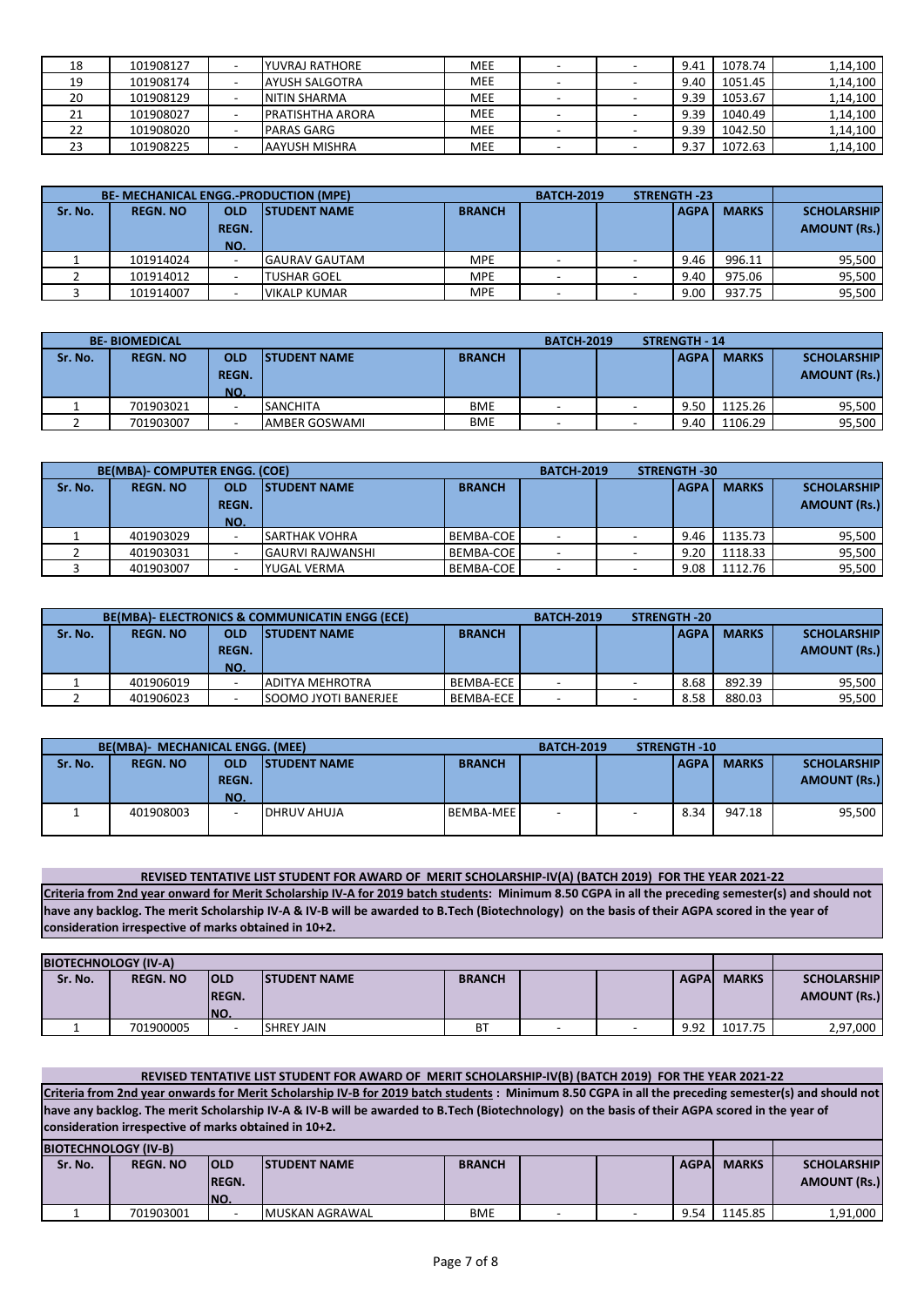| 18 | 101908127 | - | YUVRAJ RATHORE | MEE | - | - | 9.41 | 1078.74 | 1,14,100 |
|---|---|---|---|---|---|---|---|---|---|
| 19 | 101908174 | - | AYUSH SALGOTRA | MEE | - | - | 9.40 | 1051.45 | 1,14,100 |
| 20 | 101908129 | - | NITIN SHARMA | MEE | - | - | 9.39 | 1053.67 | 1,14,100 |
| 21 | 101908027 | - | PRATISHTHA ARORA | MEE | - | - | 9.39 | 1040.49 | 1,14,100 |
| 22 | 101908020 | - | PARAS GARG | MEE | - | - | 9.39 | 1042.50 | 1,14,100 |
| 23 | 101908225 | - | AAYUSH MISHRA | MEE | - | - | 9.37 | 1072.63 | 1,14,100 |

| **BE- MECHANICAL ENGG.-PRODUCTION (MPE)** | | | | | **BATCH-2019** | **STRENGTH -23** | | | |
|---|---|---|---|---|---|---|---|---|---|
| **Sr. No.** | **REGN. NO** | **OLD REGN. NO.** | **STUDENT NAME** | **BRANCH** | | | **AGPA** | **MARKS** | **SCHOLARSHIP AMOUNT (Rs.)** |
| 1 | 101914024 | - | GAURAV GAUTAM | MPE | - | - | 9.46 | 996.11 | 95,500 |
| 2 | 101914012 | - | TUSHAR GOEL | MPE | - | - | 9.40 | 975.06 | 95,500 |
| 3 | 101914007 | - | VIKALP KUMAR | MPE | - | - | 9.00 | 937.75 | 95,500 |

| **BE- BIOMEDICAL** | | | | | **BATCH-2019** | **STRENGTH - 14** | | | |
|---|---|---|---|---|---|---|---|---|---|
| **Sr. No.** | **REGN. NO** | **OLD REGN. NO.** | **STUDENT NAME** | **BRANCH** | | | **AGPA** | **MARKS** | **SCHOLARSHIP AMOUNT (Rs.)** |
| 1 | 701903021 | - | SANCHITA | BME | - | - | 9.50 | 1125.26 | 95,500 |
| 2 | 701903007 | - | AMBER GOSWAMI | BME | - | - | 9.40 | 1106.29 | 95,500 |

| **BE(MBA)- COMPUTER ENGG. (COE)** | | | | | **BATCH-2019** | **STRENGTH -30** | | | |
|---|---|---|---|---|---|---|---|---|---|
| **Sr. No.** | **REGN. NO** | **OLD REGN. NO.** | **STUDENT NAME** | **BRANCH** | | | **AGPA** | **MARKS** | **SCHOLARSHIP AMOUNT (Rs.)** |
| 1 | 401903029 | - | SARTHAK VOHRA | BEMBA-COE | - | - | 9.46 | 1135.73 | 95,500 |
| 2 | 401903031 | - | GAURVI RAJWANSHI | BEMBA-COE | - | - | 9.20 | 1118.33 | 95,500 |
| 3 | 401903007 | - | YUGAL VERMA | BEMBA-COE | - | - | 9.08 | 1112.76 | 95,500 |

| **BE(MBA)- ELECTRONICS & COMMUNICATIN ENGG (ECE)** | | | | | **BATCH-2019** | **STRENGTH -20** | | | |
|---|---|---|---|---|---|---|---|---|---|
| **Sr. No.** | **REGN. NO** | **OLD REGN. NO.** | **STUDENT NAME** | **BRANCH** | | | **AGPA** | **MARKS** | **SCHOLARSHIP AMOUNT (Rs.)** |
| 1 | 401906019 | - | ADITYA MEHROTRA | BEMBA-ECE | - | - | 8.68 | 892.39 | 95,500 |
| 2 | 401906023 | - | SOOMO JYOTI BANERJEE | BEMBA-ECE | - | - | 8.58 | 880.03 | 95,500 |

| **BE(MBA)- MECHANICAL ENGG. (MEE)** | | | | | **BATCH-2019** | **STRENGTH -10** | | | |
|---|---|---|---|---|---|---|---|---|---|
| **Sr. No.** | **REGN. NO** | **OLD REGN. NO.** | **STUDENT NAME** | **BRANCH** | | | **AGPA** | **MARKS** | **SCHOLARSHIP AMOUNT (Rs.)** |
| 1 | 401908003 | - | DHRUV AHUJA | BEMBA-MEE | - | - | 8.34 | 947.18 | 95,500 |

**REVISED TENTATIVE LIST STUDENT FOR AWARD OF MERIT SCHOLARSHIP-IV(A) (BATCH 2019) FOR THE YEAR 2021-22**

**Criteria from 2nd year onward for Merit Scholarship IV-A for 2019 batch students: Minimum 8.50 CGPA in all the preceding semester(s) and should not have any backlog. The merit Scholarship IV-A & IV-B will be awarded to B.Tech (Biotechnology) on the basis of their AGPA scored in the year of consideration irrespective of marks obtained in 10+2.**

| **BIOTECHNOLOGY (IV-A)** | | | | | | | | | |
|---|---|---|---|---|---|---|---|---|---|
| **Sr. No.** | **REGN. NO** | **OLD REGN. NO.** | **STUDENT NAME** | **BRANCH** | | | **AGPA** | **MARKS** | **SCHOLARSHIP AMOUNT (Rs.)** |
| 1 | 701900005 | - | SHREY JAIN | BT | - | - | 9.92 | 1017.75 | 2,97,000 |

**REVISED TENTATIVE LIST STUDENT FOR AWARD OF MERIT SCHOLARSHIP-IV(B) (BATCH 2019) FOR THE YEAR 2021-22**

**Criteria from 2nd year onwards for Merit Scholarship IV-B for 2019 batch students : Minimum 8.50 CGPA in all the preceding semester(s) and should not have any backlog. The merit Scholarship IV-A & IV-B will be awarded to B.Tech (Biotechnology) on the basis of their AGPA scored in the year of consideration irrespective of marks obtained in 10+2.**

| **BIOTECHNOLOGY (IV-B)** | | | | | | | | | |
|---|---|---|---|---|---|---|---|---|---|
| **Sr. No.** | **REGN. NO** | **OLD REGN. NO.** | **STUDENT NAME** | **BRANCH** | | | **AGPA** | **MARKS** | **SCHOLARSHIP AMOUNT (Rs.)** |
| 1 | 701903001 | - | MUSKAN AGRAWAL | BME | - | - | 9.54 | 1145.85 | 1,91,000 |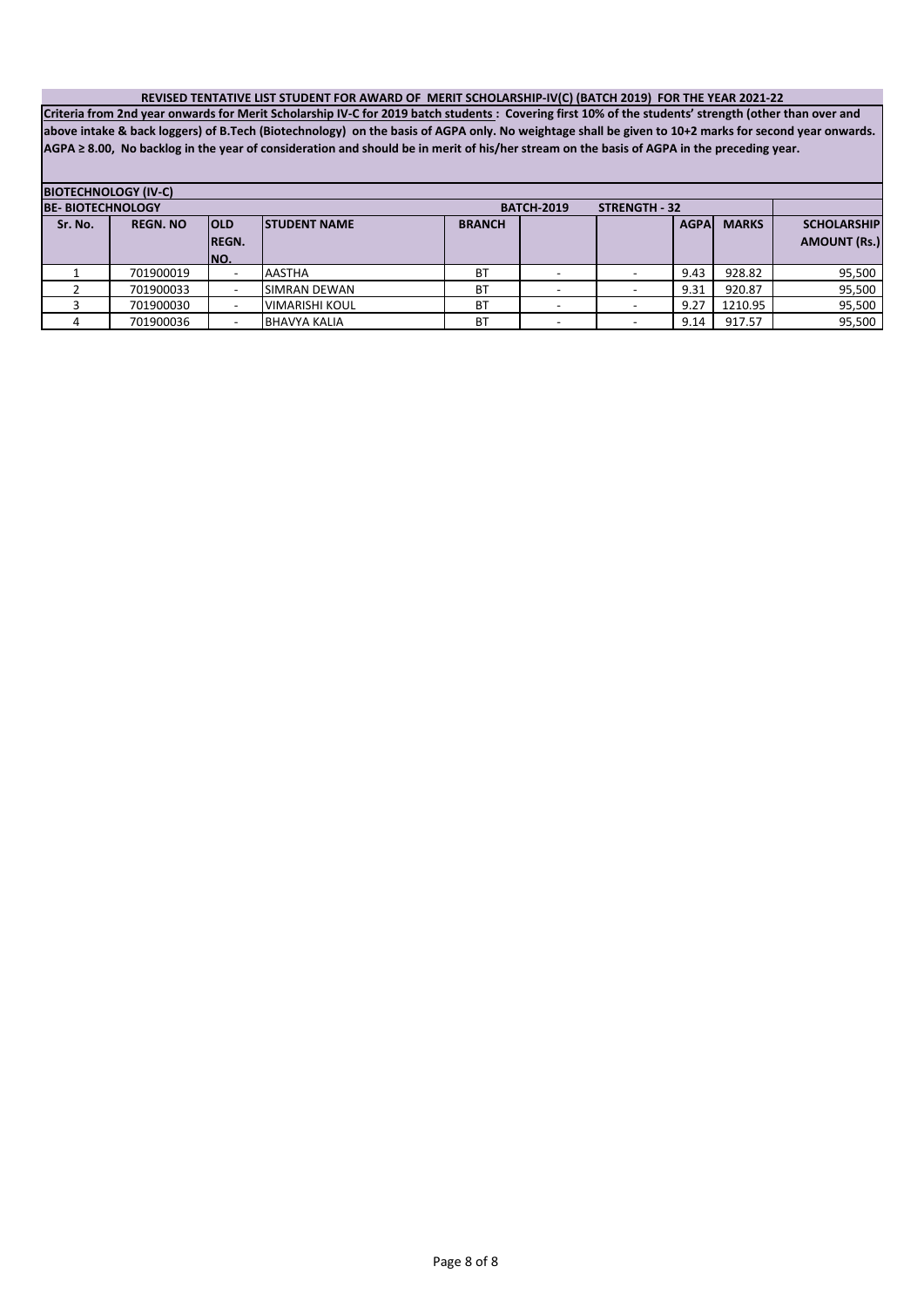**REVISED TENTATIVE LIST STUDENT FOR AWARD OF MERIT SCHOLARSHIP-IV(C) (BATCH 2019) FOR THE YEAR 2021-22**

**Criteria from 2nd year onwards for Merit Scholarship IV-C for 2019 batch students : Covering first 10% of the students' strength (other than over and above intake & back loggers) of B.Tech (Biotechnology) on the basis of AGPA only. No weightage shall be given to 10+2 marks for second year onwards. AGPA ≥ 8.00, No backlog in the year of consideration and should be in merit of his/her stream on the basis of AGPA in the preceding year.**

**BIOTECHNOLOGY (IV-C)**

**BE- BIOTECHNOLOGY** | **BATCH-2019** | **STRENGTH - 32**

| Sr. No. | REGN. NO | OLD REGN. NO. | STUDENT NAME | BRANCH | | | AGPA | MARKS | SCHOLARSHIP AMOUNT (Rs.) |
|---|---|---|---|---|---|---|---|---|---|
| 1 | 701900019 | - | AASTHA | BT | - | - | 9.43 | 928.82 | 95,500 |
| 2 | 701900033 | - | SIMRAN DEWAN | BT | - | - | 9.31 | 920.87 | 95,500 |
| 3 | 701900030 | - | VIMARISHI KOUL | BT | - | - | 9.27 | 1210.95 | 95,500 |
| 4 | 701900036 | - | BHAVYA KALIA | BT | - | - | 9.14 | 917.57 | 95,500 |